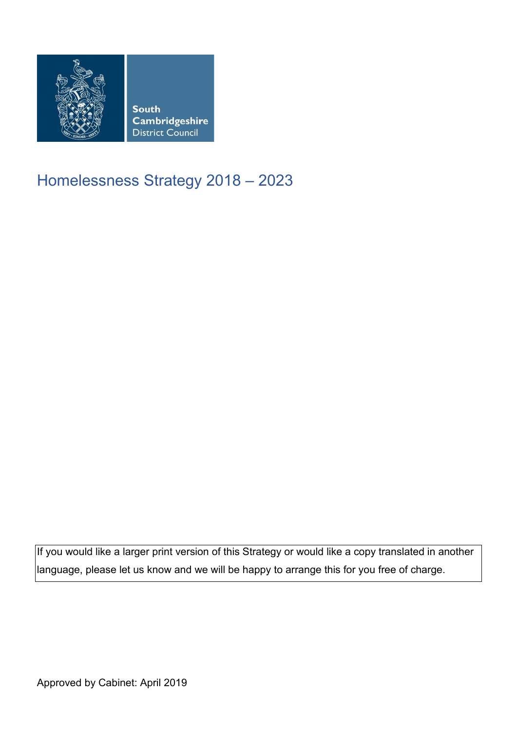South Cambridgeshire District Council

# Homelessness Strategy 2018 – 2023

If you would like a larger print version of this Strategy or would like a copy translated in another language, please let us know and we will be happy to arrange this for you free of charge.

Approved by Cabinet: April 2019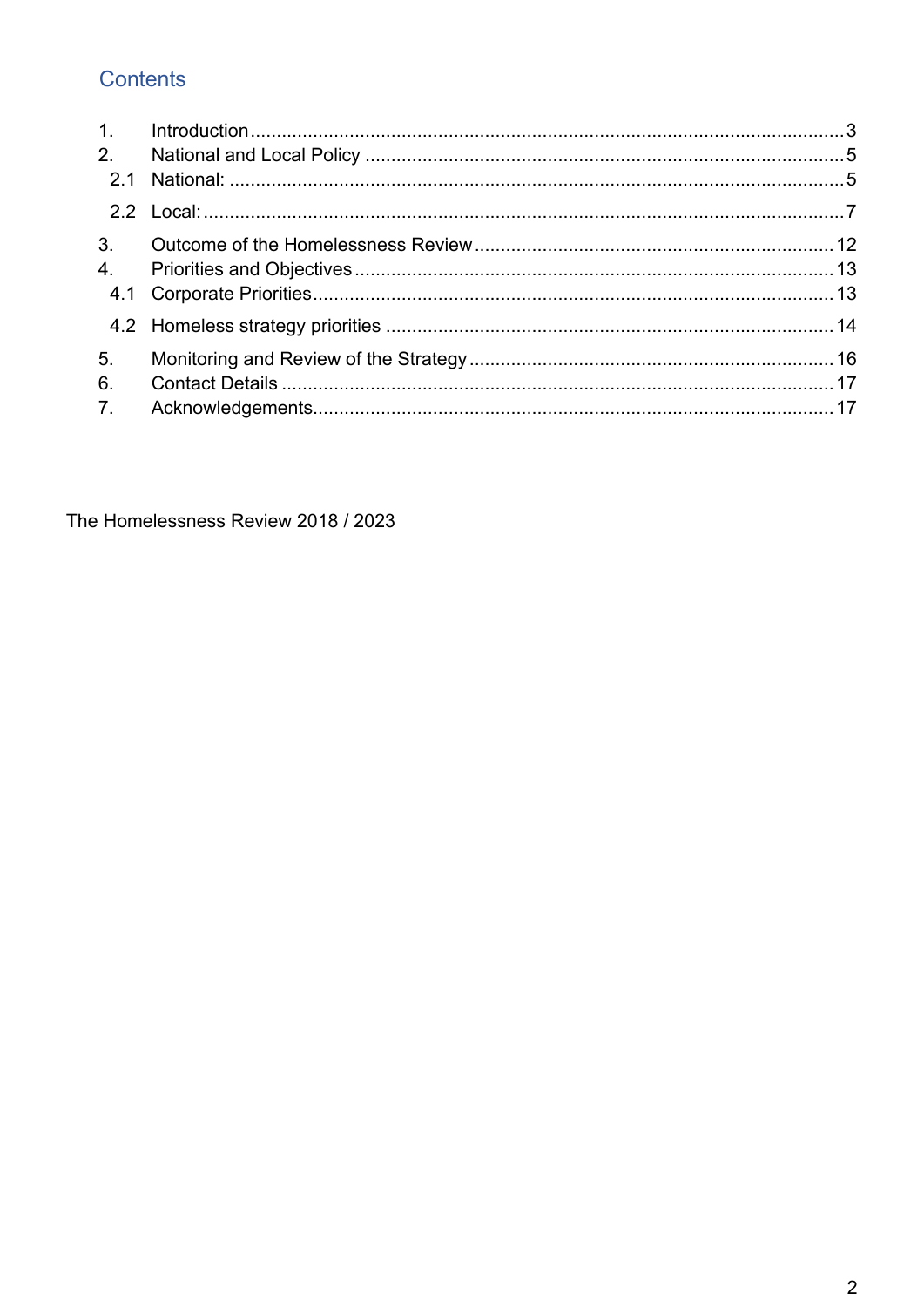## Contents

1. Introduction ... 3
2. National and Local Policy ... 5
   - 2.1 National: ... 5
   - 2.2 Local: ... 7
3. Outcome of the Homelessness Review ... 12
4. Priorities and Objectives ... 13
   - 4.1 Corporate Priorities ... 13
   - 4.2 Homeless strategy priorities ... 14
5. Monitoring and Review of the Strategy ... 16
6. Contact Details ... 17
7. Acknowledgements ... 17

The Homelessness Review 2018 / 2023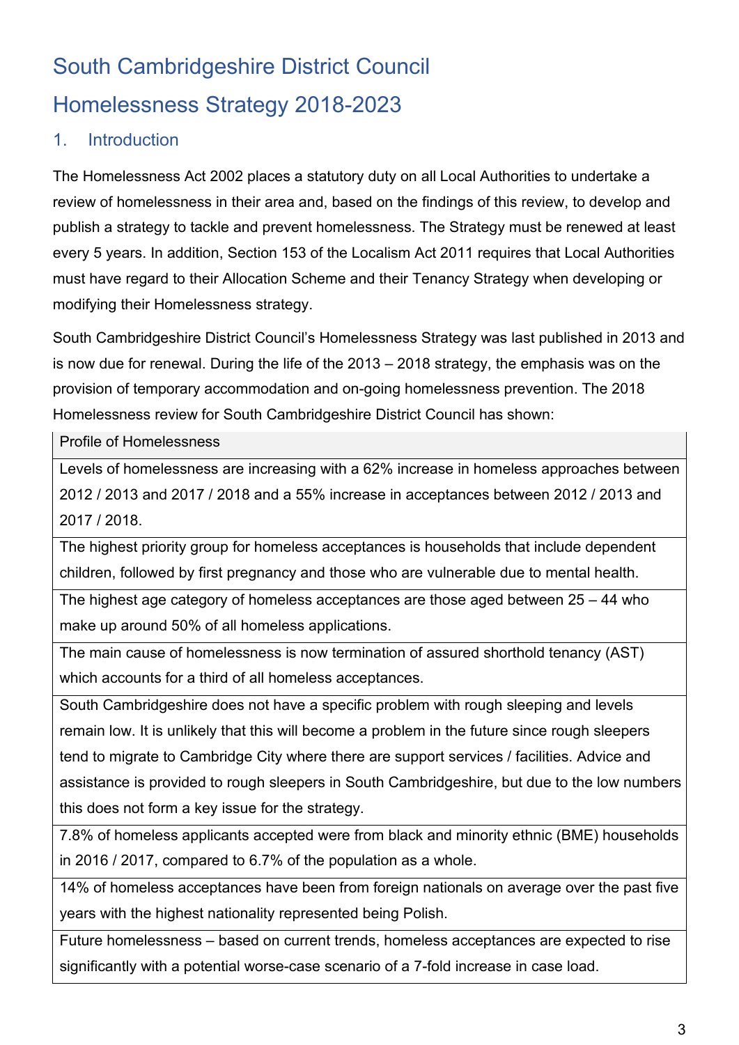# South Cambridgeshire District Council

# Homelessness Strategy 2018-2023

## 1. Introduction

The Homelessness Act 2002 places a statutory duty on all Local Authorities to undertake a review of homelessness in their area and, based on the findings of this review, to develop and publish a strategy to tackle and prevent homelessness. The Strategy must be renewed at least every 5 years. In addition, Section 153 of the Localism Act 2011 requires that Local Authorities must have regard to their Allocation Scheme and their Tenancy Strategy when developing or modifying their Homelessness strategy.

South Cambridgeshire District Council's Homelessness Strategy was last published in 2013 and is now due for renewal. During the life of the 2013 – 2018 strategy, the emphasis was on the provision of temporary accommodation and on-going homelessness prevention. The 2018 Homelessness review for South Cambridgeshire District Council has shown:

| Profile of Homelessness |
| --- |
| Levels of homelessness are increasing with a 62% increase in homeless approaches between 2012 / 2013 and 2017 / 2018 and a 55% increase in acceptances between 2012 / 2013 and 2017 / 2018. |
| The highest priority group for homeless acceptances is households that include dependent children, followed by first pregnancy and those who are vulnerable due to mental health. |
| The highest age category of homeless acceptances are those aged between 25 – 44 who make up around 50% of all homeless applications. |
| The main cause of homelessness is now termination of assured shorthold tenancy (AST) which accounts for a third of all homeless acceptances. |
| South Cambridgeshire does not have a specific problem with rough sleeping and levels remain low. It is unlikely that this will become a problem in the future since rough sleepers tend to migrate to Cambridge City where there are support services / facilities. Advice and assistance is provided to rough sleepers in South Cambridgeshire, but due to the low numbers this does not form a key issue for the strategy. |
| 7.8% of homeless applicants accepted were from black and minority ethnic (BME) households in 2016 / 2017, compared to 6.7% of the population as a whole. |
| 14% of homeless acceptances have been from foreign nationals on average over the past five years with the highest nationality represented being Polish. |
| Future homelessness – based on current trends, homeless acceptances are expected to rise significantly with a potential worse-case scenario of a 7-fold increase in case load. |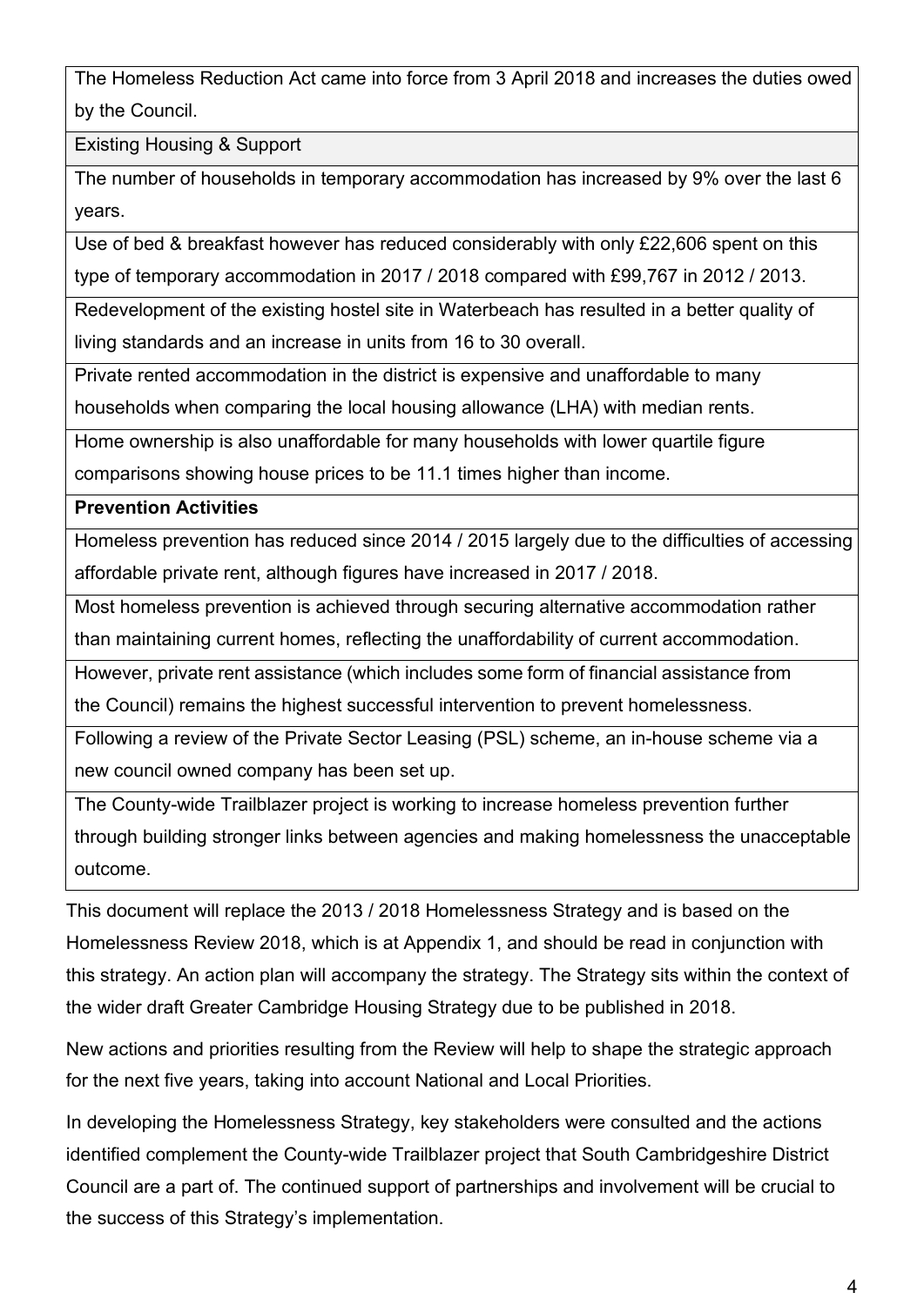| The Homeless Reduction Act came into force from 3 April 2018 and increases the duties owed by the Council. |
| --- |
| Existing Housing & Support |
| The number of households in temporary accommodation has increased by 9% over the last 6 years. |
| Use of bed & breakfast however has reduced considerably with only £22,606 spent on this type of temporary accommodation in 2017 / 2018 compared with £99,767 in 2012 / 2013. |
| Redevelopment of the existing hostel site in Waterbeach has resulted in a better quality of living standards and an increase in units from 16 to 30 overall. |
| Private rented accommodation in the district is expensive and unaffordable to many households when comparing the local housing allowance (LHA) with median rents. |
| Home ownership is also unaffordable for many households with lower quartile figure comparisons showing house prices to be 11.1 times higher than income. |
| **Prevention Activities** |
| Homeless prevention has reduced since 2014 / 2015 largely due to the difficulties of accessing affordable private rent, although figures have increased in 2017 / 2018. |
| Most homeless prevention is achieved through securing alternative accommodation rather than maintaining current homes, reflecting the unaffordability of current accommodation. |
| However, private rent assistance (which includes some form of financial assistance from the Council) remains the highest successful intervention to prevent homelessness. |
| Following a review of the Private Sector Leasing (PSL) scheme, an in-house scheme via a new council owned company has been set up. |
| The County-wide Trailblazer project is working to increase homeless prevention further through building stronger links between agencies and making homelessness the unacceptable outcome. |

This document will replace the 2013 / 2018 Homelessness Strategy and is based on the Homelessness Review 2018, which is at Appendix 1, and should be read in conjunction with this strategy. An action plan will accompany the strategy. The Strategy sits within the context of the wider draft Greater Cambridge Housing Strategy due to be published in 2018.

New actions and priorities resulting from the Review will help to shape the strategic approach for the next five years, taking into account National and Local Priorities.

In developing the Homelessness Strategy, key stakeholders were consulted and the actions identified complement the County-wide Trailblazer project that South Cambridgeshire District Council are a part of. The continued support of partnerships and involvement will be crucial to the success of this Strategy's implementation.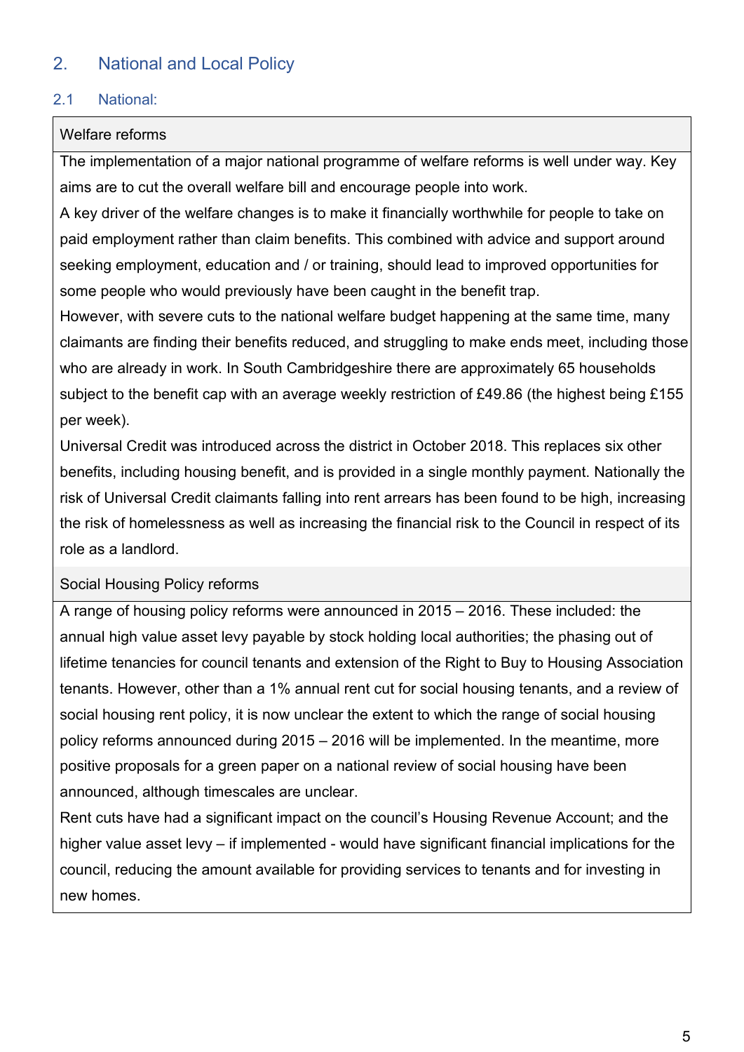## 2. National and Local Policy

### 2.1 National:

| Welfare reforms |
|---|
| The implementation of a major national programme of welfare reforms is well under way. Key aims are to cut the overall welfare bill and encourage people into work.<br>A key driver of the welfare changes is to make it financially worthwhile for people to take on paid employment rather than claim benefits. This combined with advice and support around seeking employment, education and / or training, should lead to improved opportunities for some people who would previously have been caught in the benefit trap.<br>However, with severe cuts to the national welfare budget happening at the same time, many claimants are finding their benefits reduced, and struggling to make ends meet, including those who are already in work. In South Cambridgeshire there are approximately 65 households subject to the benefit cap with an average weekly restriction of £49.86 (the highest being £155 per week).<br>Universal Credit was introduced across the district in October 2018. This replaces six other benefits, including housing benefit, and is provided in a single monthly payment. Nationally the risk of Universal Credit claimants falling into rent arrears has been found to be high, increasing the risk of homelessness as well as increasing the financial risk to the Council in respect of its role as a landlord. |
| **Social Housing Policy reforms** |
| A range of housing policy reforms were announced in 2015 – 2016. These included: the annual high value asset levy payable by stock holding local authorities; the phasing out of lifetime tenancies for council tenants and extension of the Right to Buy to Housing Association tenants. However, other than a 1% annual rent cut for social housing tenants, and a review of social housing rent policy, it is now unclear the extent to which the range of social housing policy reforms announced during 2015 – 2016 will be implemented. In the meantime, more positive proposals for a green paper on a national review of social housing have been announced, although timescales are unclear.<br>Rent cuts have had a significant impact on the council's Housing Revenue Account; and the higher value asset levy – if implemented - would have significant financial implications for the council, reducing the amount available for providing services to tenants and for investing in new homes. |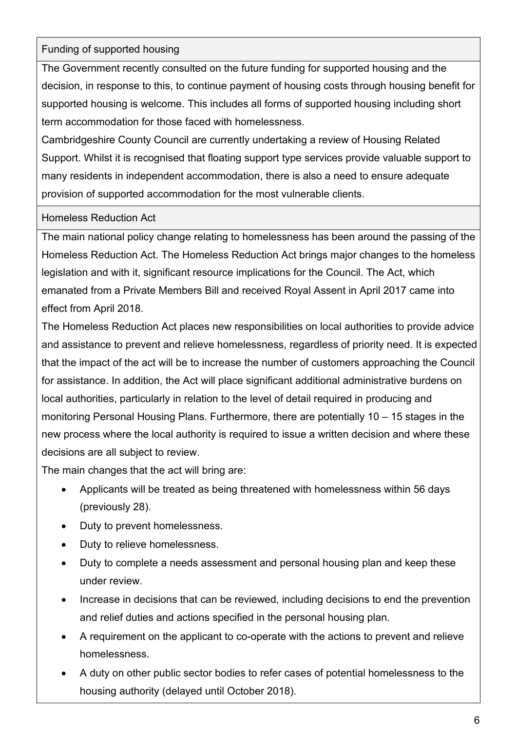### Funding of supported housing

The Government recently consulted on the future funding for supported housing and the decision, in response to this, to continue payment of housing costs through housing benefit for supported housing is welcome. This includes all forms of supported housing including short term accommodation for those faced with homelessness.

Cambridgeshire County Council are currently undertaking a review of Housing Related Support. Whilst it is recognised that floating support type services provide valuable support to many residents in independent accommodation, there is also a need to ensure adequate provision of supported accommodation for the most vulnerable clients.

### Homeless Reduction Act

The main national policy change relating to homelessness has been around the passing of the Homeless Reduction Act. The Homeless Reduction Act brings major changes to the homeless legislation and with it, significant resource implications for the Council. The Act, which emanated from a Private Members Bill and received Royal Assent in April 2017 came into effect from April 2018.

The Homeless Reduction Act places new responsibilities on local authorities to provide advice and assistance to prevent and relieve homelessness, regardless of priority need. It is expected that the impact of the act will be to increase the number of customers approaching the Council for assistance. In addition, the Act will place significant additional administrative burdens on local authorities, particularly in relation to the level of detail required in producing and monitoring Personal Housing Plans. Furthermore, there are potentially 10 – 15 stages in the new process where the local authority is required to issue a written decision and where these decisions are all subject to review.

The main changes that the act will bring are:

- Applicants will be treated as being threatened with homelessness within 56 days (previously 28).
- Duty to prevent homelessness.
- Duty to relieve homelessness.
- Duty to complete a needs assessment and personal housing plan and keep these under review.
- Increase in decisions that can be reviewed, including decisions to end the prevention and relief duties and actions specified in the personal housing plan.
- A requirement on the applicant to co-operate with the actions to prevent and relieve homelessness.
- A duty on other public sector bodies to refer cases of potential homelessness to the housing authority (delayed until October 2018).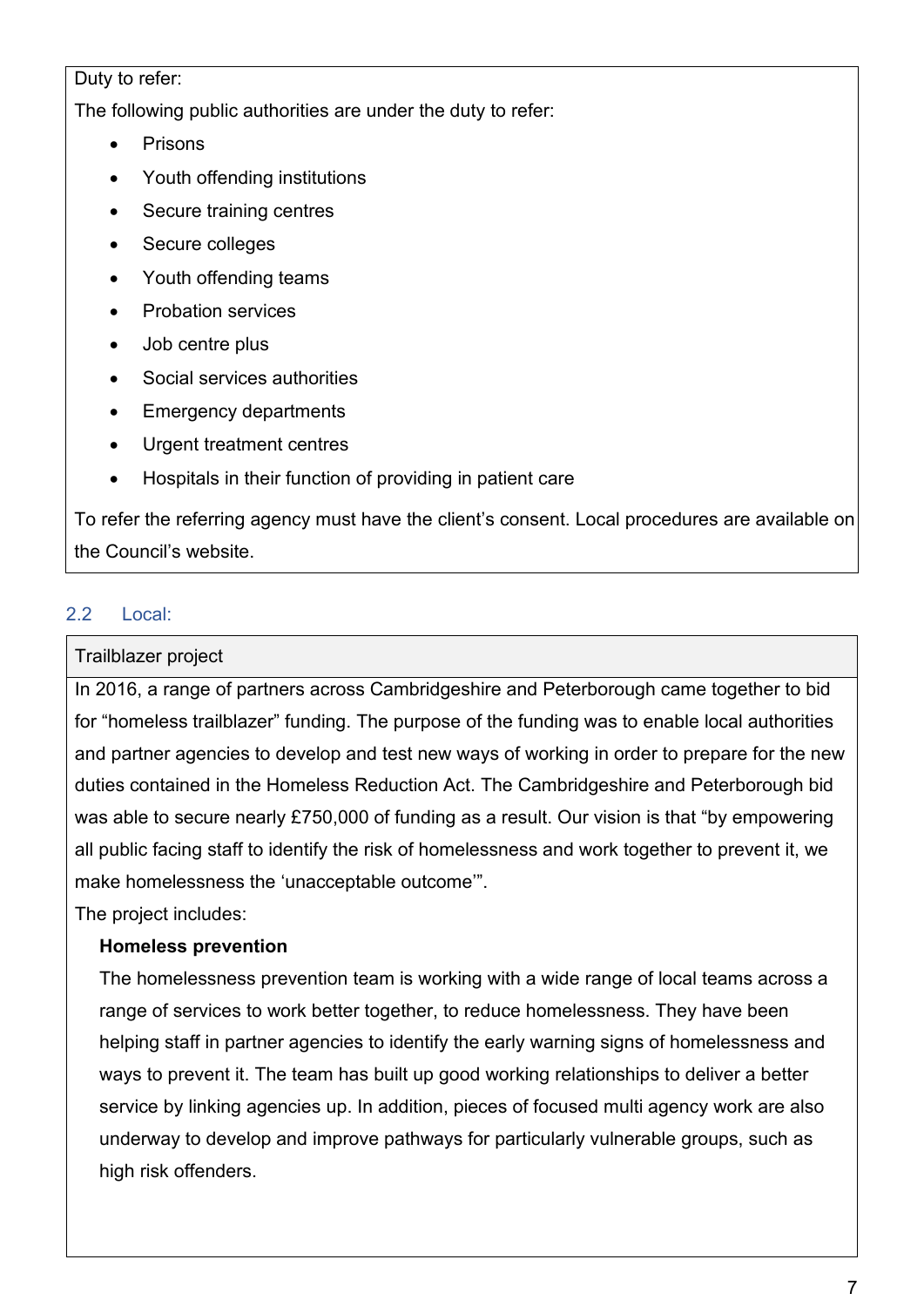Duty to refer:

The following public authorities are under the duty to refer:

- Prisons
- Youth offending institutions
- Secure training centres
- Secure colleges
- Youth offending teams
- Probation services
- Job centre plus
- Social services authorities
- Emergency departments
- Urgent treatment centres
- Hospitals in their function of providing in patient care

To refer the referring agency must have the client's consent. Local procedures are available on the Council's website.

## 2.2 Local:

Trailblazer project

In 2016, a range of partners across Cambridgeshire and Peterborough came together to bid for "homeless trailblazer" funding. The purpose of the funding was to enable local authorities and partner agencies to develop and test new ways of working in order to prepare for the new duties contained in the Homeless Reduction Act. The Cambridgeshire and Peterborough bid was able to secure nearly £750,000 of funding as a result. Our vision is that "by empowering all public facing staff to identify the risk of homelessness and work together to prevent it, we make homelessness the 'unacceptable outcome'".

The project includes:

**Homeless prevention**

The homelessness prevention team is working with a wide range of local teams across a range of services to work better together, to reduce homelessness. They have been helping staff in partner agencies to identify the early warning signs of homelessness and ways to prevent it. The team has built up good working relationships to deliver a better service by linking agencies up. In addition, pieces of focused multi agency work are also underway to develop and improve pathways for particularly vulnerable groups, such as high risk offenders.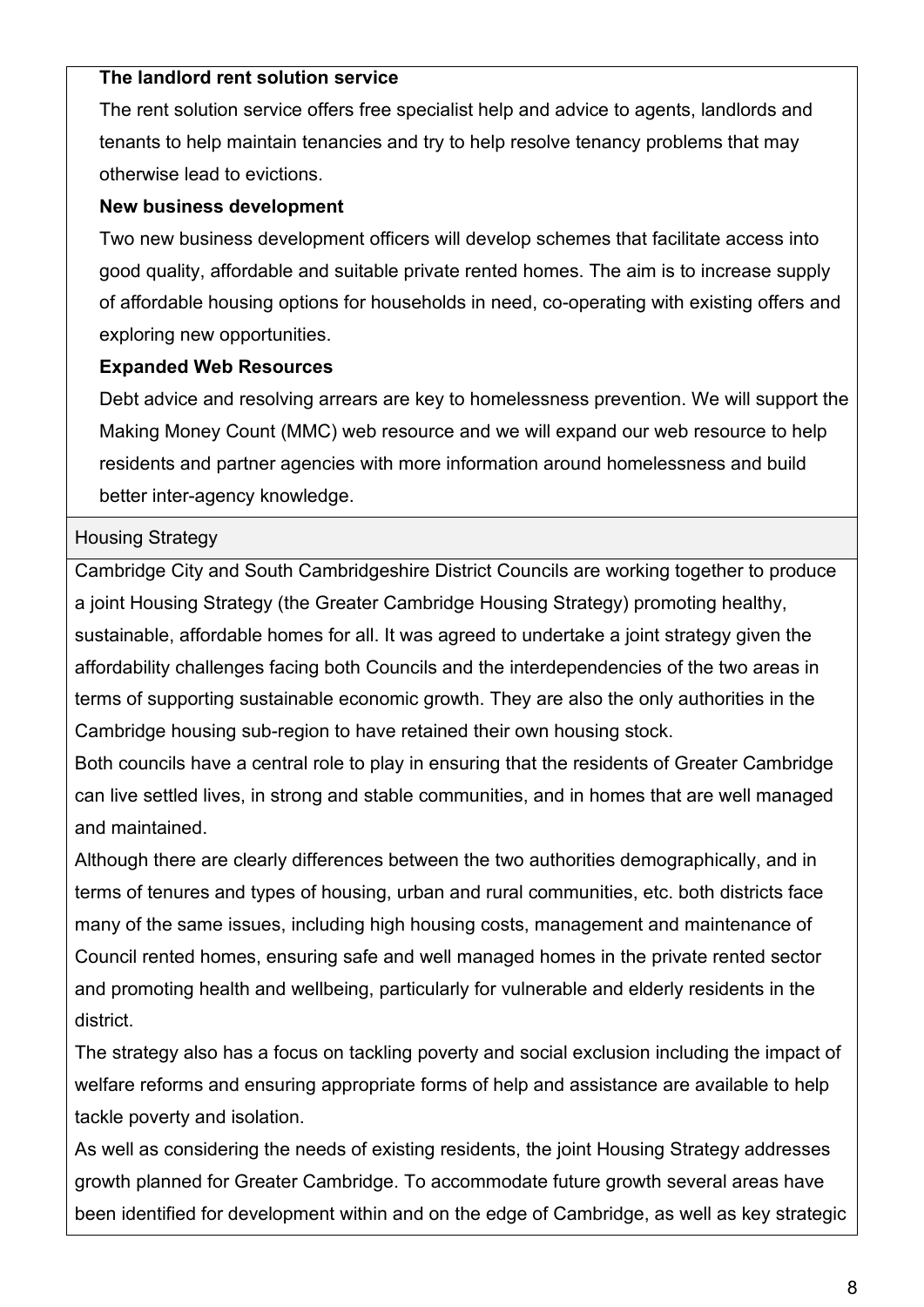**The landlord rent solution service**

The rent solution service offers free specialist help and advice to agents, landlords and tenants to help maintain tenancies and try to help resolve tenancy problems that may otherwise lead to evictions.

**New business development**

Two new business development officers will develop schemes that facilitate access into good quality, affordable and suitable private rented homes. The aim is to increase supply of affordable housing options for households in need, co-operating with existing offers and exploring new opportunities.

**Expanded Web Resources**

Debt advice and resolving arrears are key to homelessness prevention. We will support the Making Money Count (MMC) web resource and we will expand our web resource to help residents and partner agencies with more information around homelessness and build better inter-agency knowledge.

## Housing Strategy

Cambridge City and South Cambridgeshire District Councils are working together to produce a joint Housing Strategy (the Greater Cambridge Housing Strategy) promoting healthy, sustainable, affordable homes for all. It was agreed to undertake a joint strategy given the affordability challenges facing both Councils and the interdependencies of the two areas in terms of supporting sustainable economic growth. They are also the only authorities in the Cambridge housing sub-region to have retained their own housing stock.

Both councils have a central role to play in ensuring that the residents of Greater Cambridge can live settled lives, in strong and stable communities, and in homes that are well managed and maintained.

Although there are clearly differences between the two authorities demographically, and in terms of tenures and types of housing, urban and rural communities, etc. both districts face many of the same issues, including high housing costs, management and maintenance of Council rented homes, ensuring safe and well managed homes in the private rented sector and promoting health and wellbeing, particularly for vulnerable and elderly residents in the district.

The strategy also has a focus on tackling poverty and social exclusion including the impact of welfare reforms and ensuring appropriate forms of help and assistance are available to help tackle poverty and isolation.

As well as considering the needs of existing residents, the joint Housing Strategy addresses growth planned for Greater Cambridge. To accommodate future growth several areas have been identified for development within and on the edge of Cambridge, as well as key strategic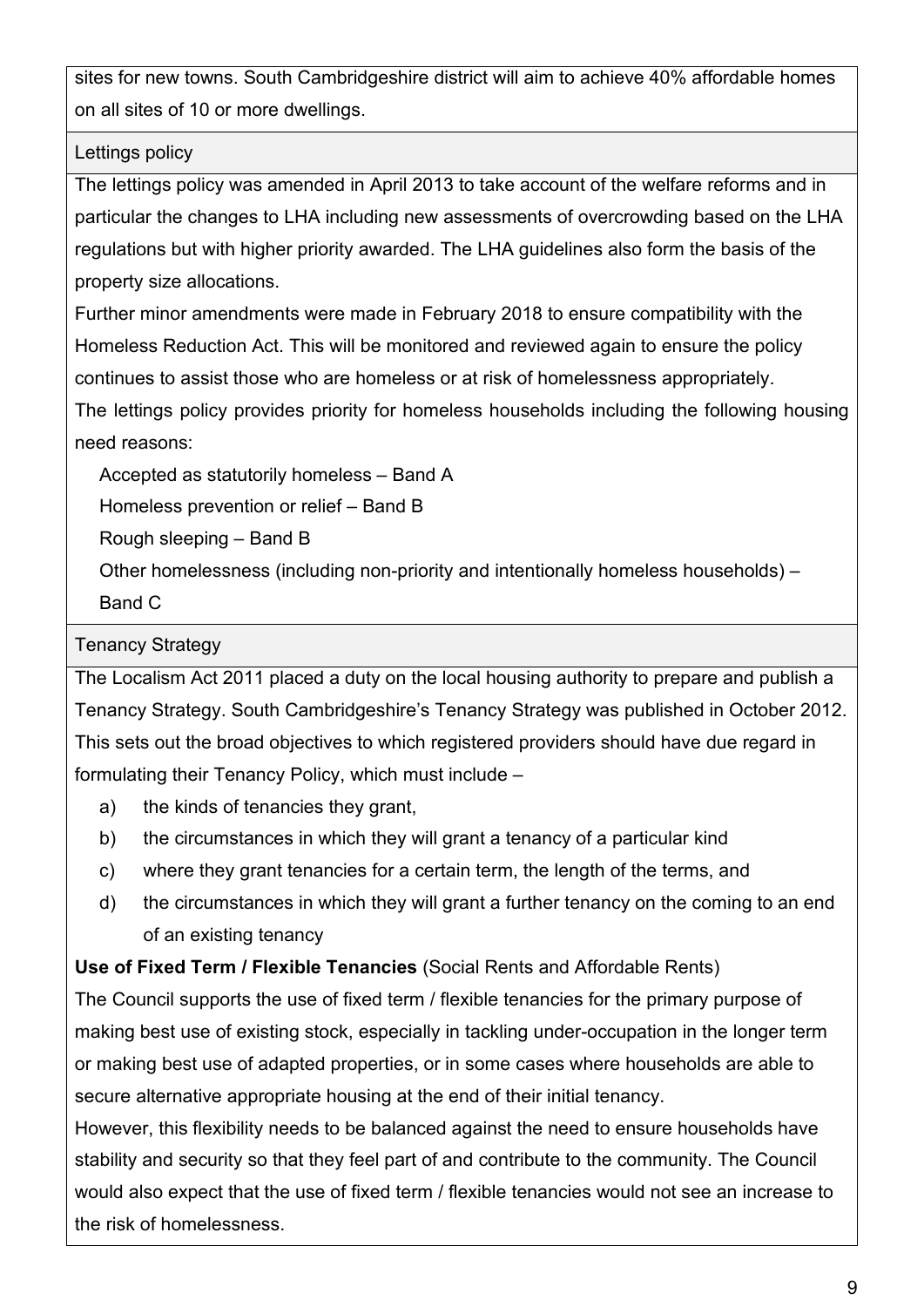sites for new towns. South Cambridgeshire district will aim to achieve 40% affordable homes on all sites of 10 or more dwellings.

### Lettings policy

The lettings policy was amended in April 2013 to take account of the welfare reforms and in particular the changes to LHA including new assessments of overcrowding based on the LHA regulations but with higher priority awarded. The LHA guidelines also form the basis of the property size allocations.

Further minor amendments were made in February 2018 to ensure compatibility with the Homeless Reduction Act. This will be monitored and reviewed again to ensure the policy continues to assist those who are homeless or at risk of homelessness appropriately.

The lettings policy provides priority for homeless households including the following housing need reasons:

- Accepted as statutorily homeless – Band A
- Homeless prevention or relief – Band B
- Rough sleeping – Band B
- Other homelessness (including non-priority and intentionally homeless households) – Band C

### Tenancy Strategy

The Localism Act 2011 placed a duty on the local housing authority to prepare and publish a Tenancy Strategy. South Cambridgeshire's Tenancy Strategy was published in October 2012. This sets out the broad objectives to which registered providers should have due regard in formulating their Tenancy Policy, which must include –

a) the kinds of tenancies they grant,
b) the circumstances in which they will grant a tenancy of a particular kind
c) where they grant tenancies for a certain term, the length of the terms, and
d) the circumstances in which they will grant a further tenancy on the coming to an end of an existing tenancy

**Use of Fixed Term / Flexible Tenancies** (Social Rents and Affordable Rents)

The Council supports the use of fixed term / flexible tenancies for the primary purpose of making best use of existing stock, especially in tackling under-occupation in the longer term or making best use of adapted properties, or in some cases where households are able to secure alternative appropriate housing at the end of their initial tenancy.

However, this flexibility needs to be balanced against the need to ensure households have stability and security so that they feel part of and contribute to the community. The Council would also expect that the use of fixed term / flexible tenancies would not see an increase to the risk of homelessness.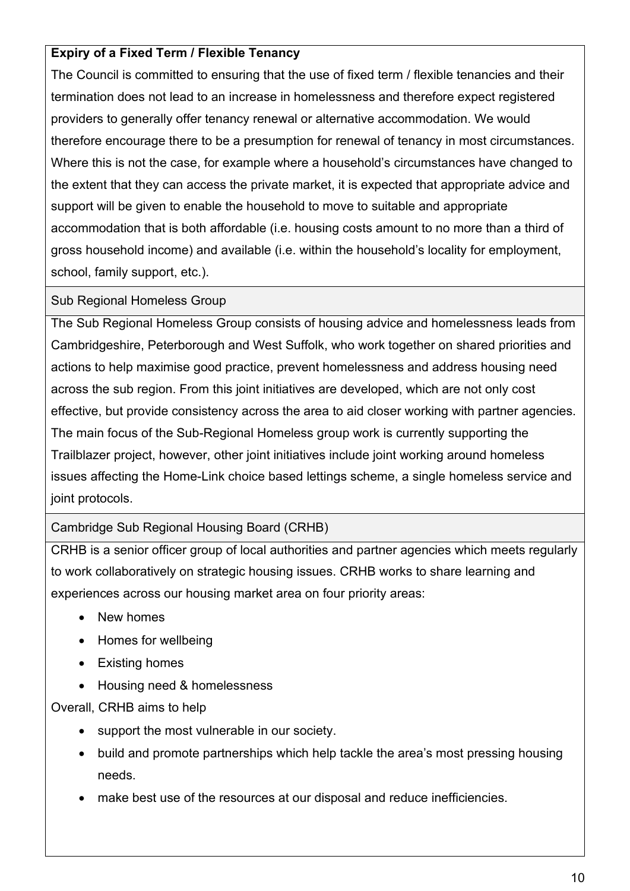**Expiry of a Fixed Term / Flexible Tenancy**

The Council is committed to ensuring that the use of fixed term / flexible tenancies and their termination does not lead to an increase in homelessness and therefore expect registered providers to generally offer tenancy renewal or alternative accommodation. We would therefore encourage there to be a presumption for renewal of tenancy in most circumstances. Where this is not the case, for example where a household's circumstances have changed to the extent that they can access the private market, it is expected that appropriate advice and support will be given to enable the household to move to suitable and appropriate accommodation that is both affordable (i.e. housing costs amount to no more than a third of gross household income) and available (i.e. within the household's locality for employment, school, family support, etc.).

### Sub Regional Homeless Group

The Sub Regional Homeless Group consists of housing advice and homelessness leads from Cambridgeshire, Peterborough and West Suffolk, who work together on shared priorities and actions to help maximise good practice, prevent homelessness and address housing need across the sub region. From this joint initiatives are developed, which are not only cost effective, but provide consistency across the area to aid closer working with partner agencies. The main focus of the Sub-Regional Homeless group work is currently supporting the Trailblazer project, however, other joint initiatives include joint working around homeless issues affecting the Home-Link choice based lettings scheme, a single homeless service and joint protocols.

### Cambridge Sub Regional Housing Board (CRHB)

CRHB is a senior officer group of local authorities and partner agencies which meets regularly to work collaboratively on strategic housing issues. CRHB works to share learning and experiences across our housing market area on four priority areas:

- New homes
- Homes for wellbeing
- Existing homes
- Housing need & homelessness

Overall, CRHB aims to help

- support the most vulnerable in our society.
- build and promote partnerships which help tackle the area's most pressing housing needs.
- make best use of the resources at our disposal and reduce inefficiencies.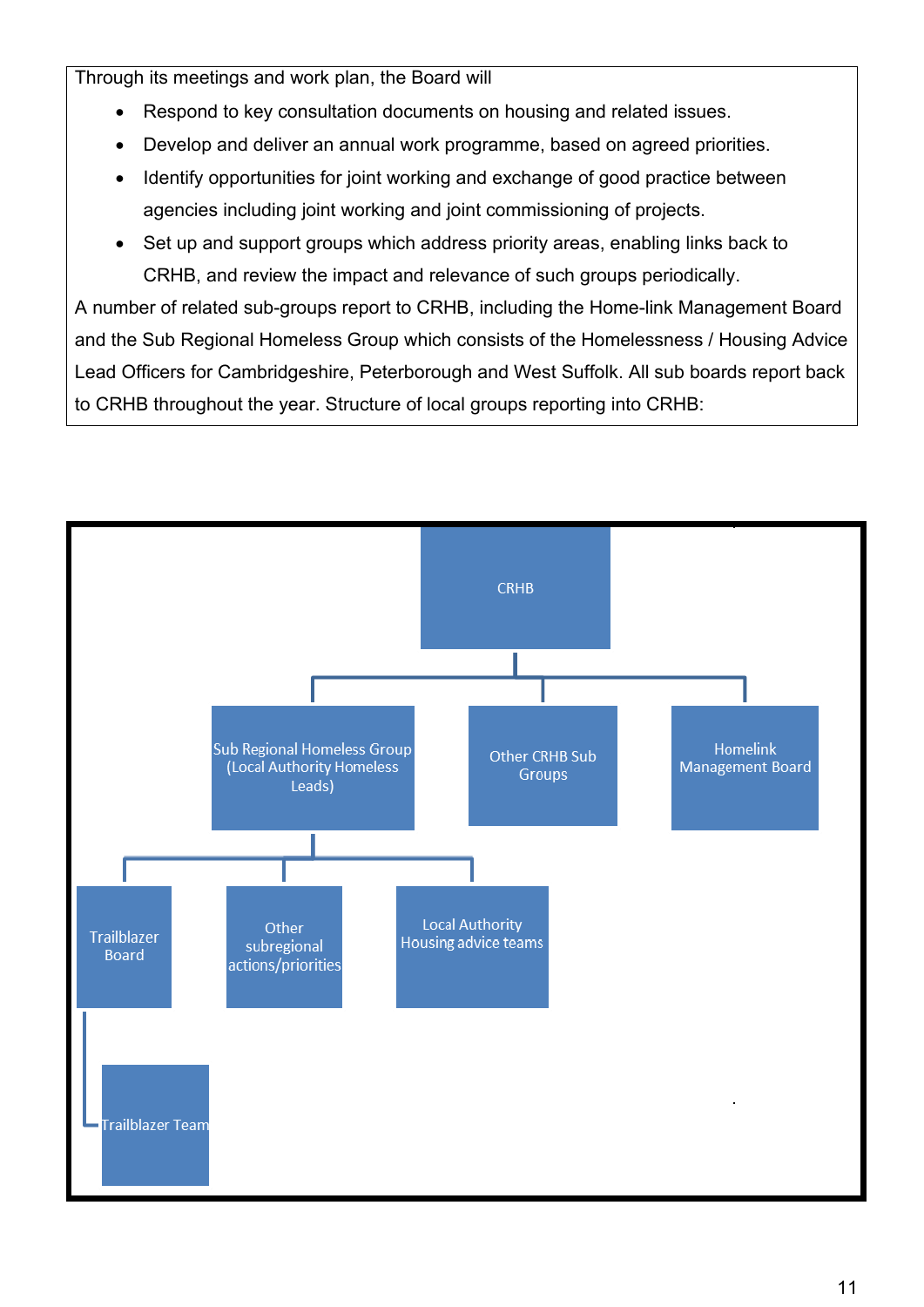Through its meetings and work plan, the Board will

- Respond to key consultation documents on housing and related issues.
- Develop and deliver an annual work programme, based on agreed priorities.
- Identify opportunities for joint working and exchange of good practice between agencies including joint working and joint commissioning of projects.
- Set up and support groups which address priority areas, enabling links back to CRHB, and review the impact and relevance of such groups periodically.

A number of related sub-groups report to CRHB, including the Home-link Management Board and the Sub Regional Homeless Group which consists of the Homelessness / Housing Advice Lead Officers for Cambridgeshire, Peterborough and West Suffolk. All sub boards report back to CRHB throughout the year. Structure of local groups reporting into CRHB:

- CRHB
  - Sub Regional Homeless Group (Local Authority Homeless Leads)
    - Trailblazer Board
      - Trailblazer Team
    - Other subregional actions/priorities
    - Local Authority Housing advice teams
  - Other CRHB Sub Groups
  - Homelink Management Board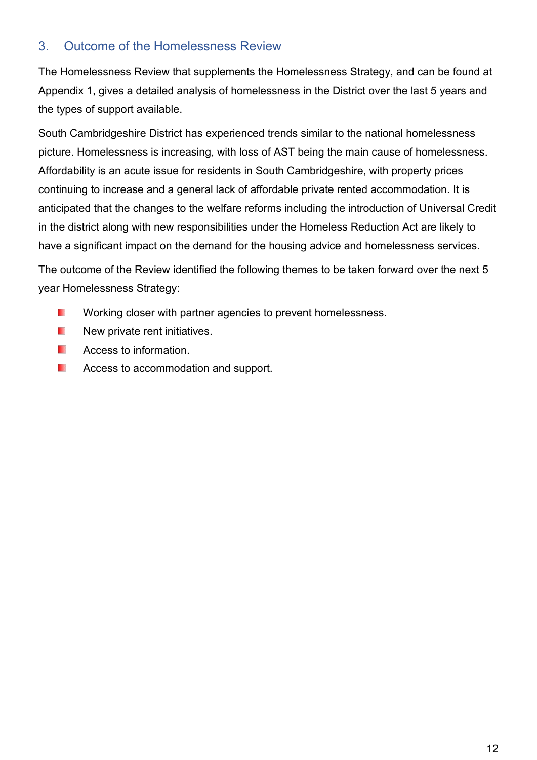## 3. Outcome of the Homelessness Review

The Homelessness Review that supplements the Homelessness Strategy, and can be found at Appendix 1, gives a detailed analysis of homelessness in the District over the last 5 years and the types of support available.

South Cambridgeshire District has experienced trends similar to the national homelessness picture. Homelessness is increasing, with loss of AST being the main cause of homelessness. Affordability is an acute issue for residents in South Cambridgeshire, with property prices continuing to increase and a general lack of affordable private rented accommodation. It is anticipated that the changes to the welfare reforms including the introduction of Universal Credit in the district along with new responsibilities under the Homeless Reduction Act are likely to have a significant impact on the demand for the housing advice and homelessness services.

The outcome of the Review identified the following themes to be taken forward over the next 5 year Homelessness Strategy:

- Working closer with partner agencies to prevent homelessness.
- New private rent initiatives.
- Access to information.
- Access to accommodation and support.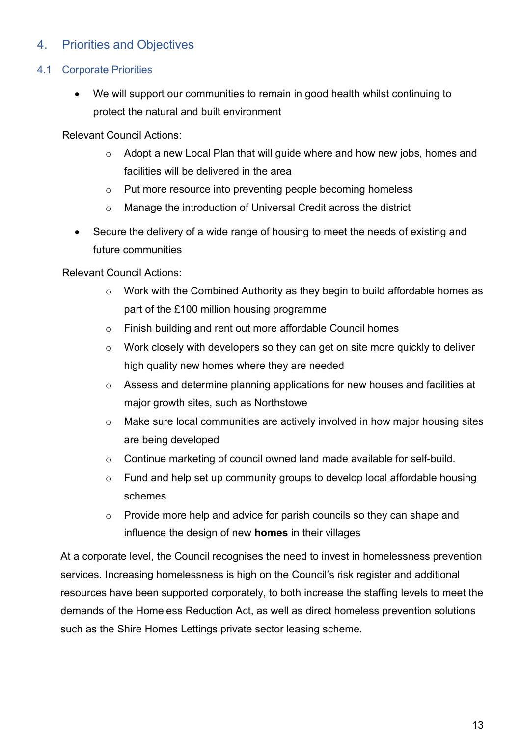## 4. Priorities and Objectives

### 4.1 Corporate Priorities

- We will support our communities to remain in good health whilst continuing to protect the natural and built environment

Relevant Council Actions:

  - Adopt a new Local Plan that will guide where and how new jobs, homes and facilities will be delivered in the area
  - Put more resource into preventing people becoming homeless
  - Manage the introduction of Universal Credit across the district

- Secure the delivery of a wide range of housing to meet the needs of existing and future communities

Relevant Council Actions:

  - Work with the Combined Authority as they begin to build affordable homes as part of the £100 million housing programme
  - Finish building and rent out more affordable Council homes
  - Work closely with developers so they can get on site more quickly to deliver high quality new homes where they are needed
  - Assess and determine planning applications for new houses and facilities at major growth sites, such as Northstowe
  - Make sure local communities are actively involved in how major housing sites are being developed
  - Continue marketing of council owned land made available for self-build.
  - Fund and help set up community groups to develop local affordable housing schemes
  - Provide more help and advice for parish councils so they can shape and influence the design of new **homes** in their villages

At a corporate level, the Council recognises the need to invest in homelessness prevention services. Increasing homelessness is high on the Council's risk register and additional resources have been supported corporately, to both increase the staffing levels to meet the demands of the Homeless Reduction Act, as well as direct homeless prevention solutions such as the Shire Homes Lettings private sector leasing scheme.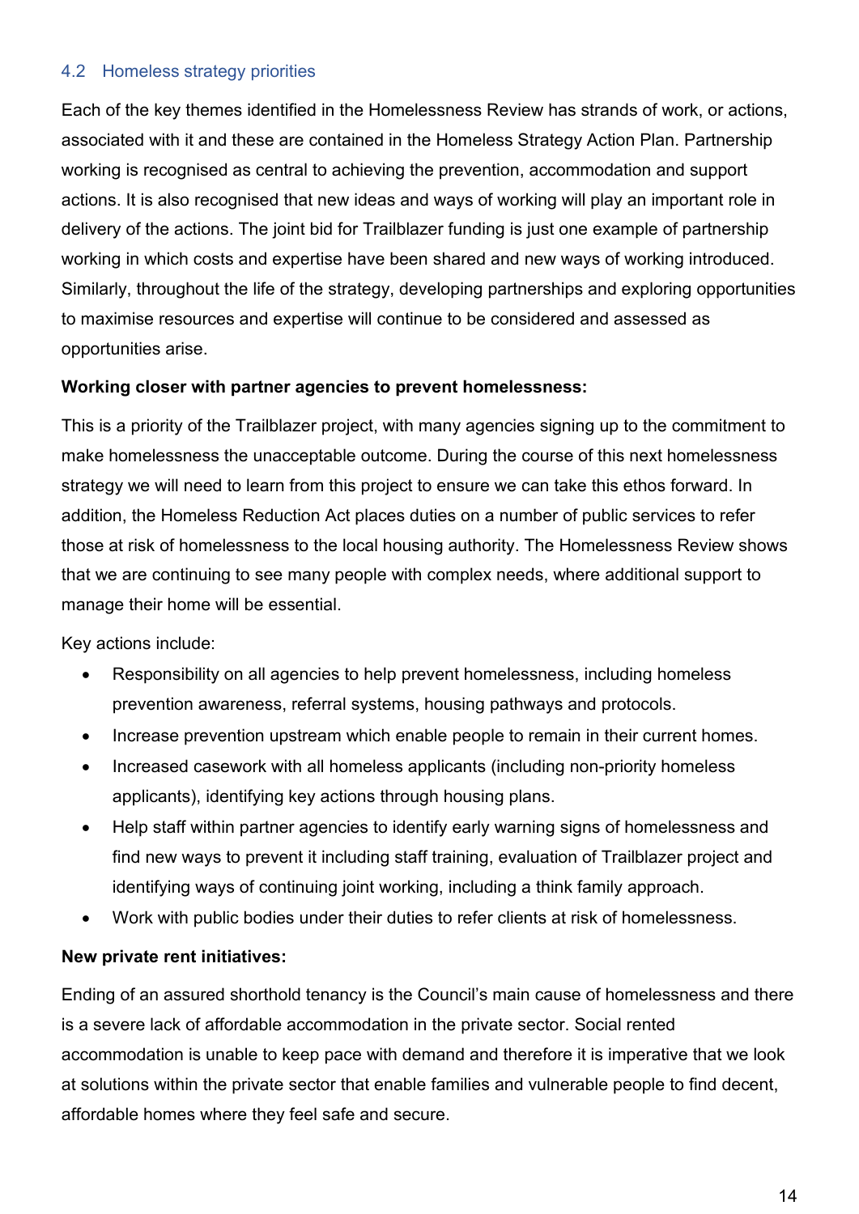## 4.2 Homeless strategy priorities

Each of the key themes identified in the Homelessness Review has strands of work, or actions, associated with it and these are contained in the Homeless Strategy Action Plan. Partnership working is recognised as central to achieving the prevention, accommodation and support actions. It is also recognised that new ideas and ways of working will play an important role in delivery of the actions. The joint bid for Trailblazer funding is just one example of partnership working in which costs and expertise have been shared and new ways of working introduced. Similarly, throughout the life of the strategy, developing partnerships and exploring opportunities to maximise resources and expertise will continue to be considered and assessed as opportunities arise.

**Working closer with partner agencies to prevent homelessness:**

This is a priority of the Trailblazer project, with many agencies signing up to the commitment to make homelessness the unacceptable outcome. During the course of this next homelessness strategy we will need to learn from this project to ensure we can take this ethos forward. In addition, the Homeless Reduction Act places duties on a number of public services to refer those at risk of homelessness to the local housing authority. The Homelessness Review shows that we are continuing to see many people with complex needs, where additional support to manage their home will be essential.

Key actions include:

- Responsibility on all agencies to help prevent homelessness, including homeless prevention awareness, referral systems, housing pathways and protocols.
- Increase prevention upstream which enable people to remain in their current homes.
- Increased casework with all homeless applicants (including non-priority homeless applicants), identifying key actions through housing plans.
- Help staff within partner agencies to identify early warning signs of homelessness and find new ways to prevent it including staff training, evaluation of Trailblazer project and identifying ways of continuing joint working, including a think family approach.
- Work with public bodies under their duties to refer clients at risk of homelessness.

**New private rent initiatives:**

Ending of an assured shorthold tenancy is the Council's main cause of homelessness and there is a severe lack of affordable accommodation in the private sector. Social rented accommodation is unable to keep pace with demand and therefore it is imperative that we look at solutions within the private sector that enable families and vulnerable people to find decent, affordable homes where they feel safe and secure.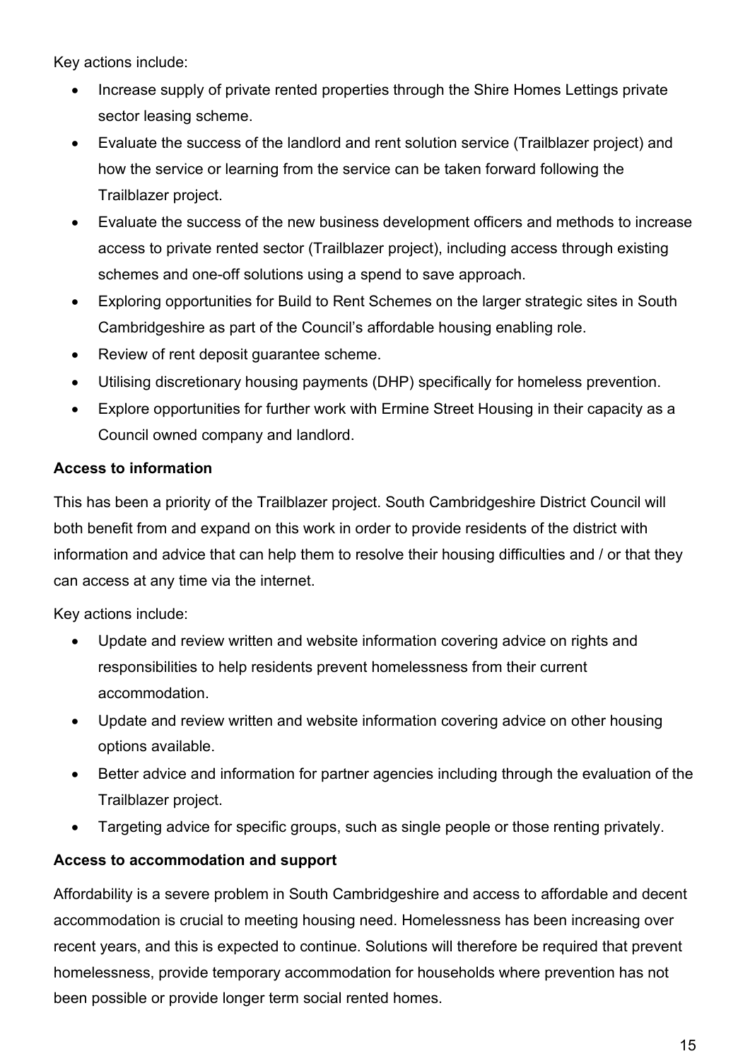Key actions include:

- Increase supply of private rented properties through the Shire Homes Lettings private sector leasing scheme.
- Evaluate the success of the landlord and rent solution service (Trailblazer project) and how the service or learning from the service can be taken forward following the Trailblazer project.
- Evaluate the success of the new business development officers and methods to increase access to private rented sector (Trailblazer project), including access through existing schemes and one-off solutions using a spend to save approach.
- Exploring opportunities for Build to Rent Schemes on the larger strategic sites in South Cambridgeshire as part of the Council's affordable housing enabling role.
- Review of rent deposit guarantee scheme.
- Utilising discretionary housing payments (DHP) specifically for homeless prevention.
- Explore opportunities for further work with Ermine Street Housing in their capacity as a Council owned company and landlord.

**Access to information**

This has been a priority of the Trailblazer project. South Cambridgeshire District Council will both benefit from and expand on this work in order to provide residents of the district with information and advice that can help them to resolve their housing difficulties and / or that they can access at any time via the internet.

Key actions include:

- Update and review written and website information covering advice on rights and responsibilities to help residents prevent homelessness from their current accommodation.
- Update and review written and website information covering advice on other housing options available.
- Better advice and information for partner agencies including through the evaluation of the Trailblazer project.
- Targeting advice for specific groups, such as single people or those renting privately.

**Access to accommodation and support**

Affordability is a severe problem in South Cambridgeshire and access to affordable and decent accommodation is crucial to meeting housing need. Homelessness has been increasing over recent years, and this is expected to continue. Solutions will therefore be required that prevent homelessness, provide temporary accommodation for households where prevention has not been possible or provide longer term social rented homes.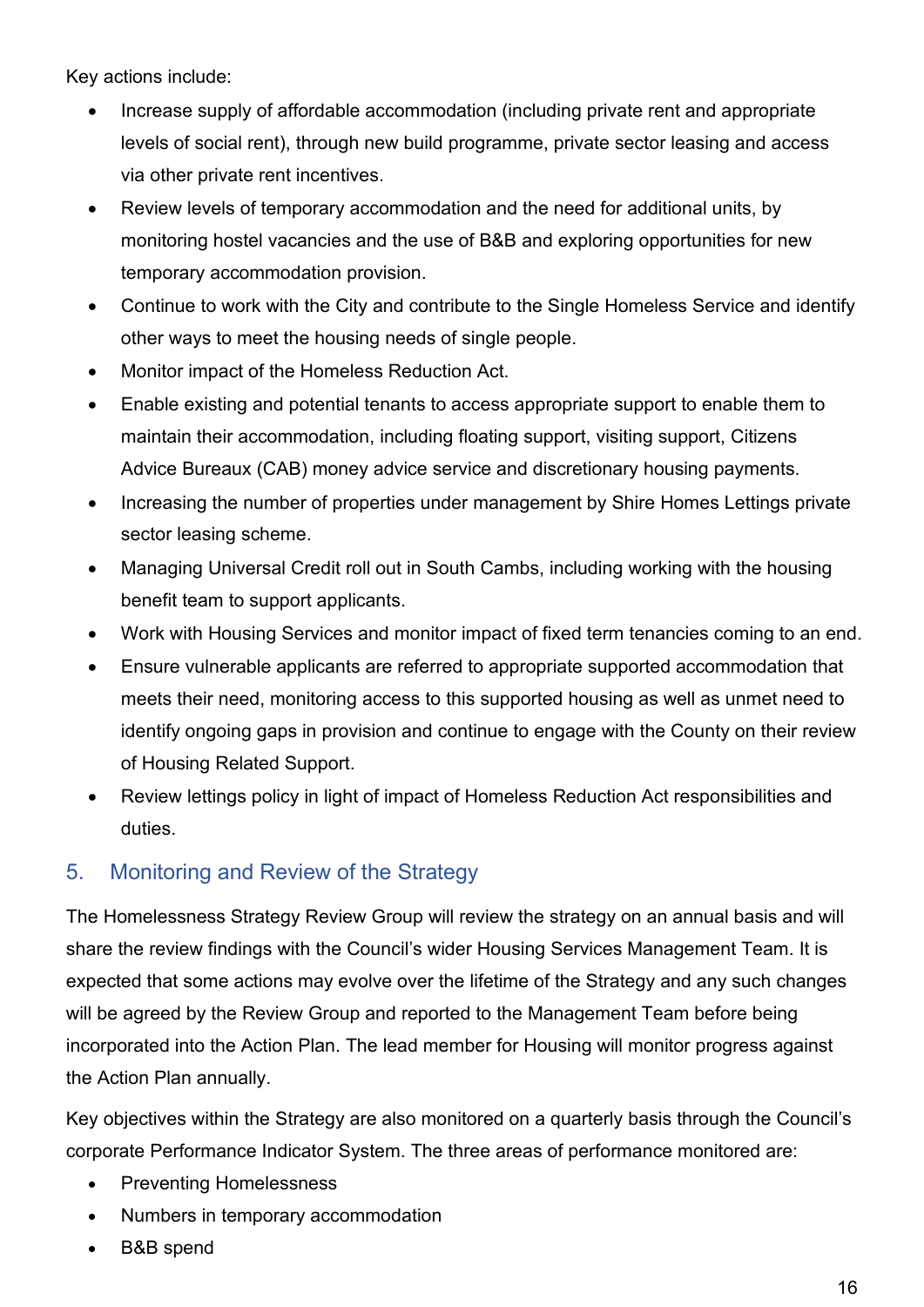Key actions include:

- Increase supply of affordable accommodation (including private rent and appropriate levels of social rent), through new build programme, private sector leasing and access via other private rent incentives.
- Review levels of temporary accommodation and the need for additional units, by monitoring hostel vacancies and the use of B&B and exploring opportunities for new temporary accommodation provision.
- Continue to work with the City and contribute to the Single Homeless Service and identify other ways to meet the housing needs of single people.
- Monitor impact of the Homeless Reduction Act.
- Enable existing and potential tenants to access appropriate support to enable them to maintain their accommodation, including floating support, visiting support, Citizens Advice Bureaux (CAB) money advice service and discretionary housing payments.
- Increasing the number of properties under management by Shire Homes Lettings private sector leasing scheme.
- Managing Universal Credit roll out in South Cambs, including working with the housing benefit team to support applicants.
- Work with Housing Services and monitor impact of fixed term tenancies coming to an end.
- Ensure vulnerable applicants are referred to appropriate supported accommodation that meets their need, monitoring access to this supported housing as well as unmet need to identify ongoing gaps in provision and continue to engage with the County on their review of Housing Related Support.
- Review lettings policy in light of impact of Homeless Reduction Act responsibilities and duties.

## 5. Monitoring and Review of the Strategy

The Homelessness Strategy Review Group will review the strategy on an annual basis and will share the review findings with the Council's wider Housing Services Management Team. It is expected that some actions may evolve over the lifetime of the Strategy and any such changes will be agreed by the Review Group and reported to the Management Team before being incorporated into the Action Plan. The lead member for Housing will monitor progress against the Action Plan annually.

Key objectives within the Strategy are also monitored on a quarterly basis through the Council's corporate Performance Indicator System. The three areas of performance monitored are:

- Preventing Homelessness
- Numbers in temporary accommodation
- B&B spend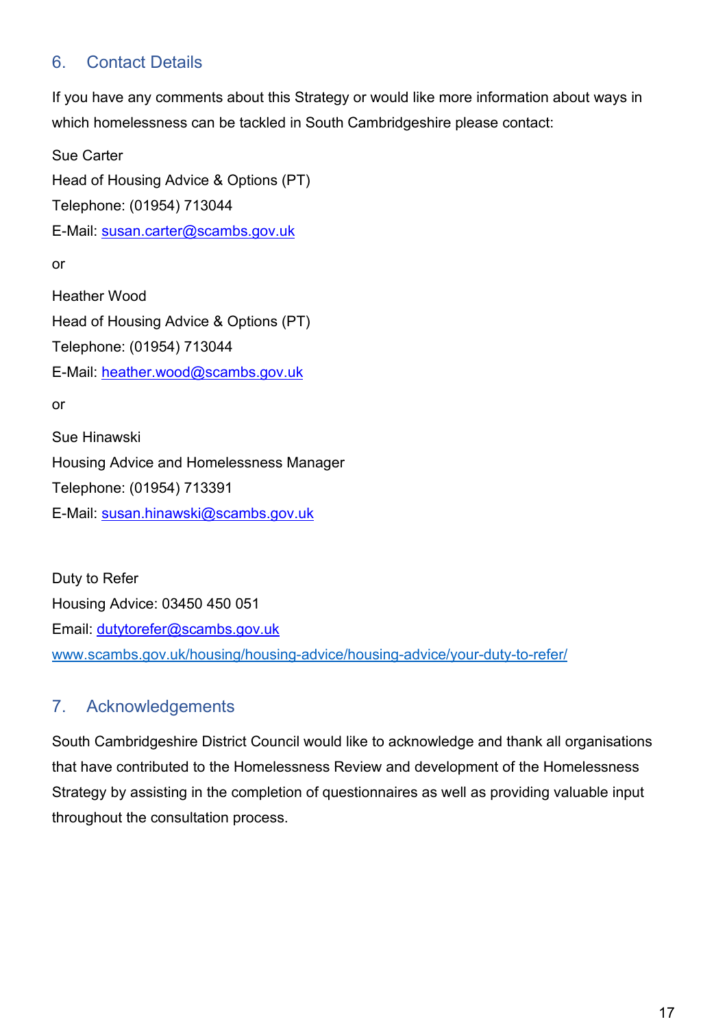## 6. Contact Details

If you have any comments about this Strategy or would like more information about ways in which homelessness can be tackled in South Cambridgeshire please contact:

Sue Carter
Head of Housing Advice & Options (PT)
Telephone: (01954) 713044
E-Mail: susan.carter@scambs.gov.uk

or

Heather Wood
Head of Housing Advice & Options (PT)
Telephone: (01954) 713044
E-Mail: heather.wood@scambs.gov.uk

or

Sue Hinawski
Housing Advice and Homelessness Manager
Telephone: (01954) 713391
E-Mail: susan.hinawski@scambs.gov.uk

Duty to Refer
Housing Advice: 03450 450 051
Email: dutytorefer@scambs.gov.uk
www.scambs.gov.uk/housing/housing-advice/housing-advice/your-duty-to-refer/

## 7. Acknowledgements

South Cambridgeshire District Council would like to acknowledge and thank all organisations that have contributed to the Homelessness Review and development of the Homelessness Strategy by assisting in the completion of questionnaires as well as providing valuable input throughout the consultation process.